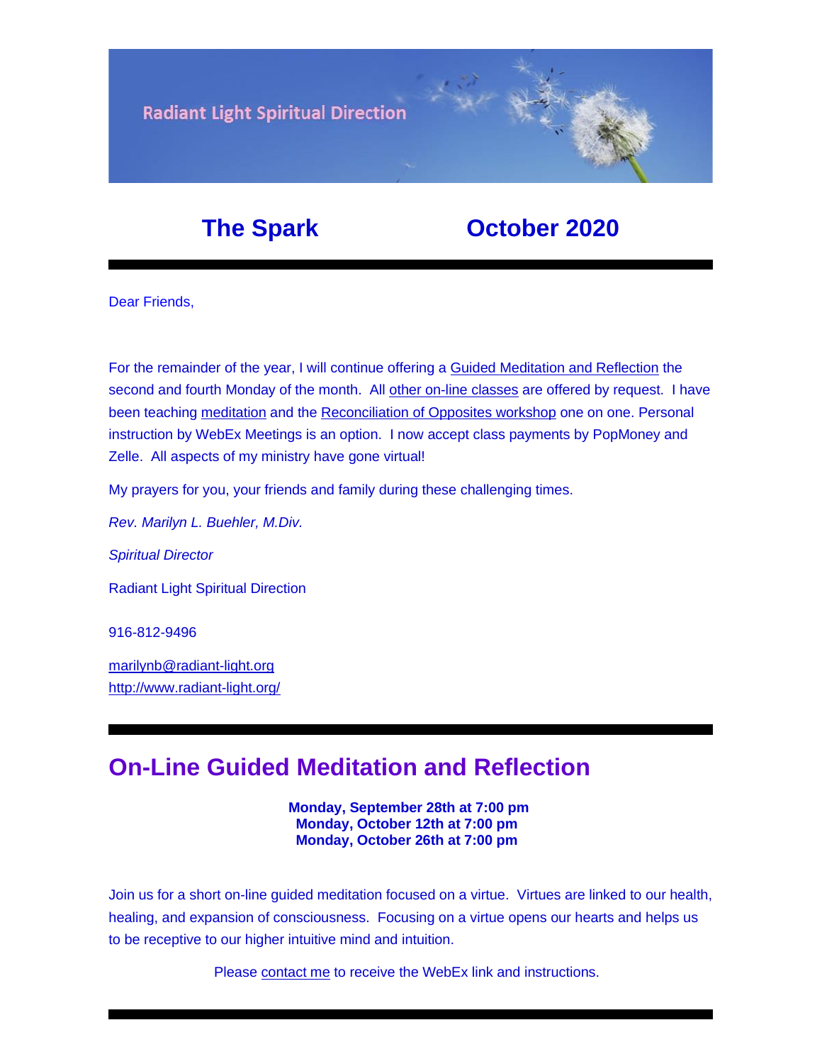Radiant Light Spiritual Direction

# The Spark — October 2020

Dear Friends,

For the remainder of the year, I will continue offering a Guided Meditation and Reflection the second and fourth Monday of the month. All other on-line classes are offered by request. I have been teaching meditation and the Reconciliation of Opposites workshop one on one. Personal instruction by WebEx Meetings is an option. I now accept class payments by PopMoney and Zelle. All aspects of my ministry have gone virtual!

My prayers for you, your friends and family during these challenging times.

*Rev. Marilyn L. Buehler, M.Div.*

*Spiritual Director*

Radiant Light Spiritual Direction

916-812-9496

marilynb@radiant-light.org
http://www.radiant-light.org/

---

## On-Line Guided Meditation and Reflection

**Monday, September 28th at 7:00 pm**
**Monday, October 12th at 7:00 pm**
**Monday, October 26th at 7:00 pm**

Join us for a short on-line guided meditation focused on a virtue. Virtues are linked to our health, healing, and expansion of consciousness. Focusing on a virtue opens our hearts and helps us to be receptive to our higher intuitive mind and intuition.

Please contact me to receive the WebEx link and instructions.

---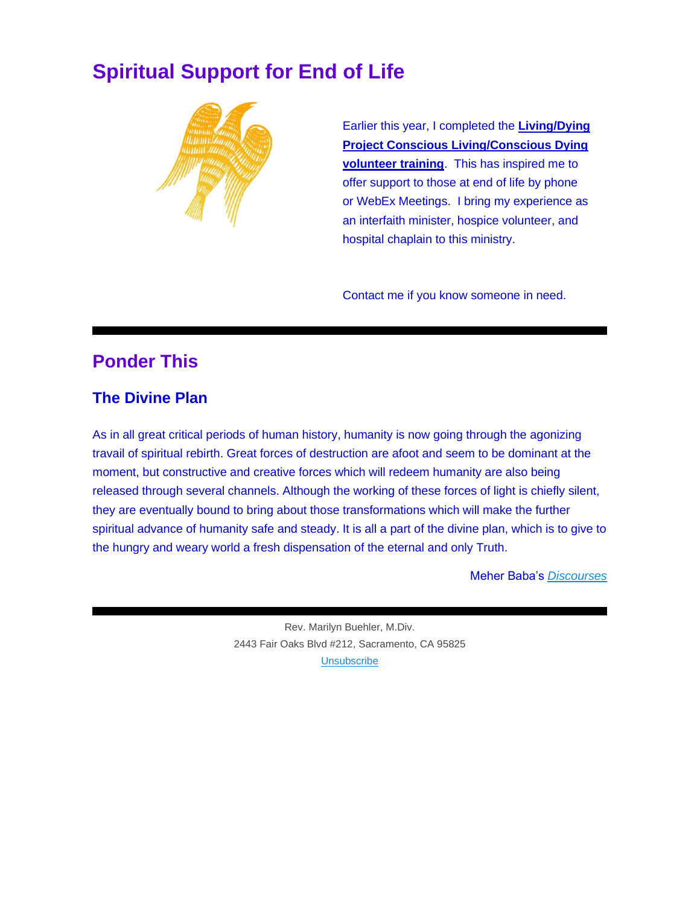## Spiritual Support for End of Life

Earlier this year, I completed the **Living/Dying Project Conscious Living/Conscious Dying volunteer training**. This has inspired me to offer support to those at end of life by phone or WebEx Meetings. I bring my experience as an interfaith minister, hospice volunteer, and hospital chaplain to this ministry.

Contact me if you know someone in need.

---

## Ponder This

### The Divine Plan

As in all great critical periods of human history, humanity is now going through the agonizing travail of spiritual rebirth. Great forces of destruction are afoot and seem to be dominant at the moment, but constructive and creative forces which will redeem humanity are also being released through several channels. Although the working of these forces of light is chiefly silent, they are eventually bound to bring about those transformations which will make the further spiritual advance of humanity safe and steady. It is all a part of the divine plan, which is to give to the hungry and weary world a fresh dispensation of the eternal and only Truth.

Meher Baba's *Discourses*

---

Rev. Marilyn Buehler, M.Div.
2443 Fair Oaks Blvd #212, Sacramento, CA 95825
Unsubscribe